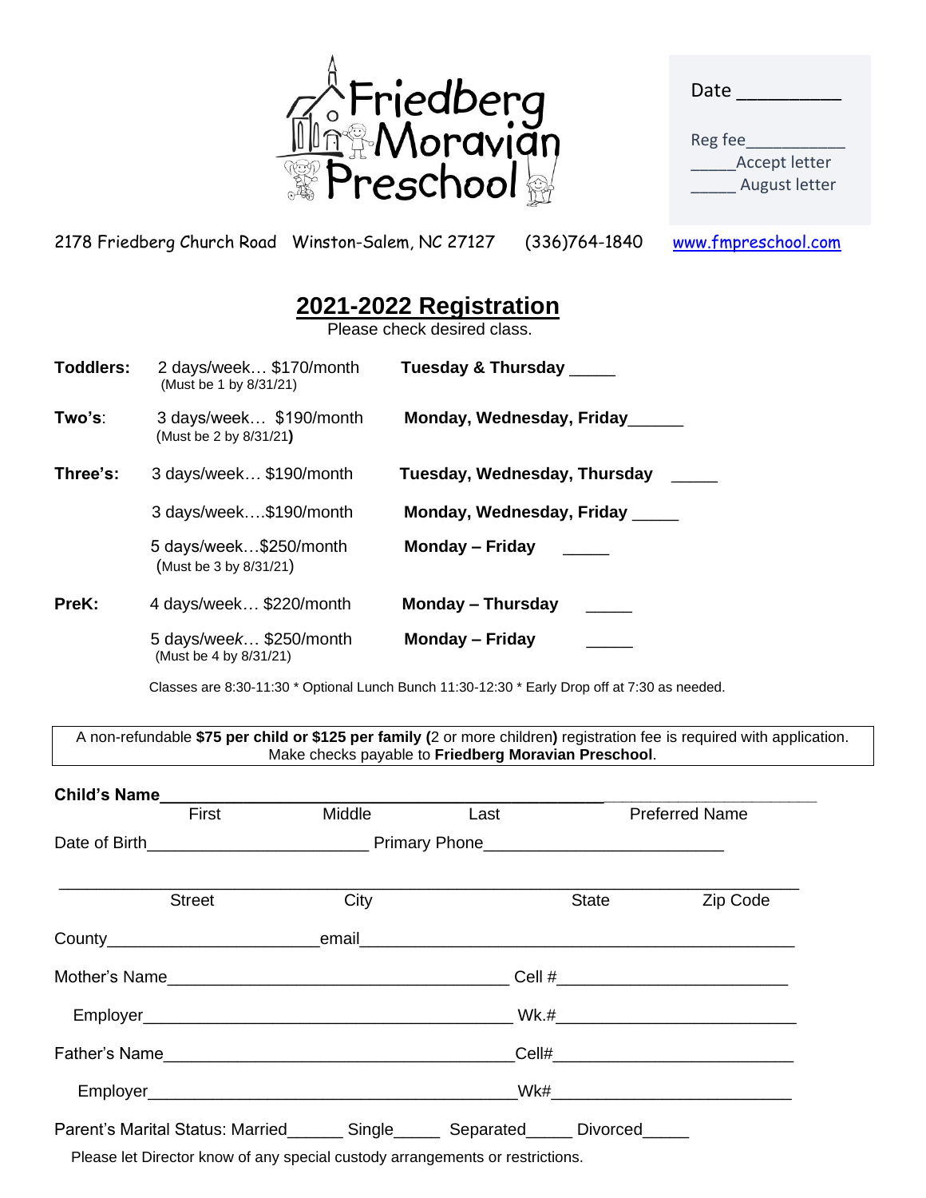Friedberg Moravian Preschool

Date __________

Reg fee__________
_____Accept letter
_____ August letter

2178 Friedberg Church Road Winston-Salem, NC 27127 (336)764-1840 www.fmpreschool.com

# 2021-2022 Registration

Please check desired class.

| | | | |
|---|---|---|---|
| **Toddlers:** | 2 days/week… $170/month (Must be 1 by 8/31/21) | **Tuesday & Thursday** | _____ |
| **Two's**: | 3 days/week… $190/month (Must be 2 by 8/31/21) | **Monday, Wednesday, Friday** | ______ |
| **Three's:** | 3 days/week… $190/month | **Tuesday, Wednesday, Thursday** | _____ |
| | 3 days/week….$190/month | **Monday, Wednesday, Friday** | _____ |
| | 5 days/week…$250/month (Must be 3 by 8/31/21) | **Monday – Friday** | _____ |
| **PreK:** | 4 days/week… $220/month | **Monday – Thursday** | _____ |
| | 5 days/week… $250/month (Must be 4 by 8/31/21) | **Monday – Friday** | _____ |

Classes are 8:30-11:30 * Optional Lunch Bunch 11:30-12:30 * Early Drop off at 7:30 as needed.

A non-refundable **$75 per child or $125 per family (**2 or more children**)** registration fee is required with application. Make checks payable to **Friedberg Moravian Preschool**.

**Child's Name**____________________________________________________________________
First Middle Last Preferred Name

Date of Birth________________________ Primary Phone__________________________

_________________________________________________________________________________
Street City State Zip Code

County______________________email_____________________________________________

Mother's Name_____________________________________ Cell #________________________

Employer____________________________________ Wk.#__________________________

Father's Name______________________________________Cell#________________________

Employer____________________________________Wk#__________________________

Parent's Marital Status: Married______ Single_____ Separated_____ Divorced_____

Please let Director know of any special custody arrangements or restrictions.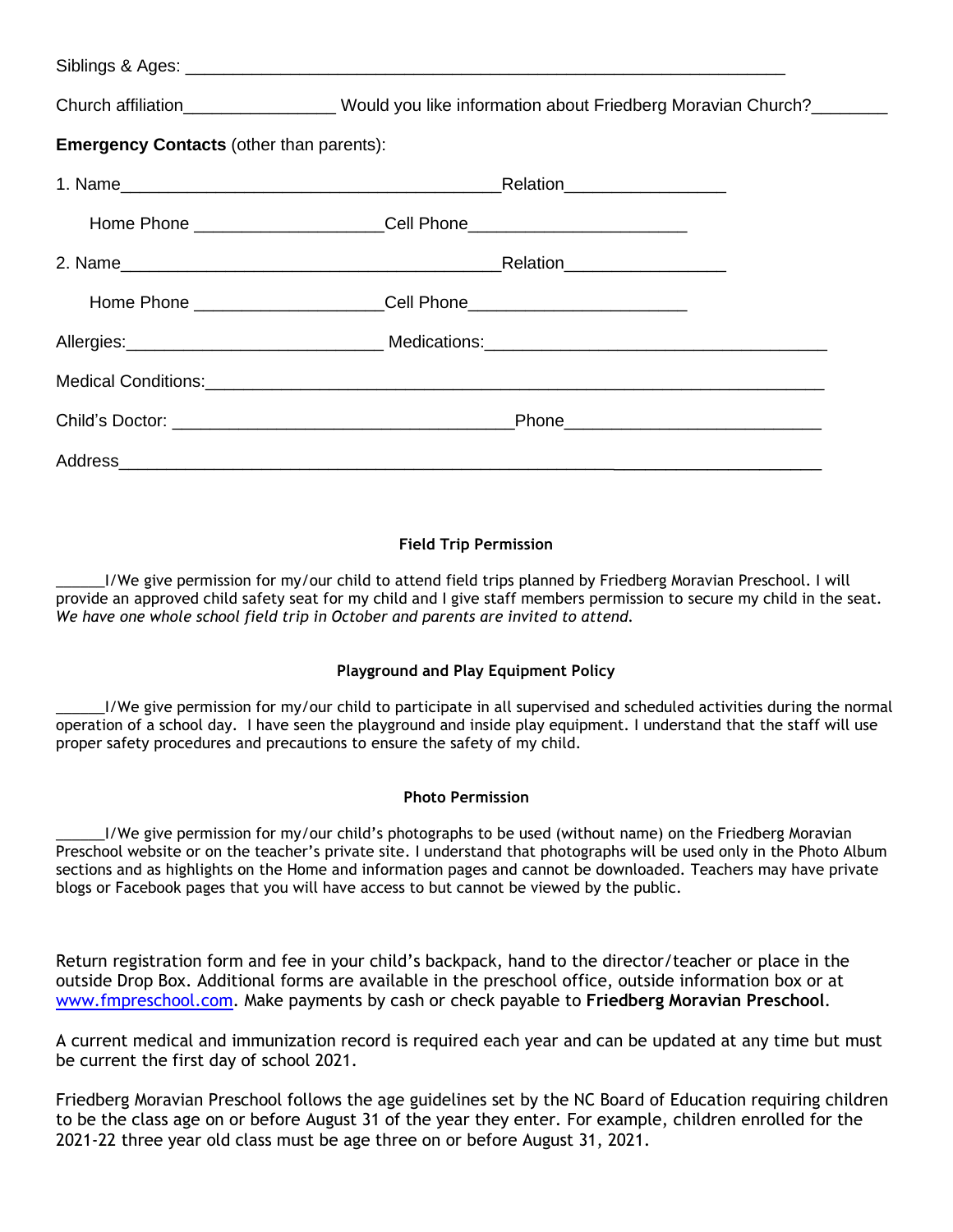Siblings & Ages: ___________________________________________________________________

Church affiliation________________ Would you like information about Friedberg Moravian Church?________

**Emergency Contacts** (other than parents):

1. Name_________________________________________Relation_________________

   Home Phone ____________________Cell Phone_______________________

2. Name_________________________________________Relation_________________

   Home Phone ____________________Cell Phone_______________________

Allergies:____________________________ Medications:_____________________________________

Medical Conditions:_____________________________________________________________________

Child's Doctor: _____________________________________Phone___________________________

Address________________________________________________________________________________

**Field Trip Permission**

______I/We give permission for my/our child to attend field trips planned by Friedberg Moravian Preschool. I will provide an approved child safety seat for my child and I give staff members permission to secure my child in the seat. *We have one whole school field trip in October and parents are invited to attend.*

**Playground and Play Equipment Policy**

______I/We give permission for my/our child to participate in all supervised and scheduled activities during the normal operation of a school day. I have seen the playground and inside play equipment. I understand that the staff will use proper safety procedures and precautions to ensure the safety of my child.

**Photo Permission**

______I/We give permission for my/our child's photographs to be used (without name) on the Friedberg Moravian Preschool website or on the teacher's private site. I understand that photographs will be used only in the Photo Album sections and as highlights on the Home and information pages and cannot be downloaded. Teachers may have private blogs or Facebook pages that you will have access to but cannot be viewed by the public.

Return registration form and fee in your child's backpack, hand to the director/teacher or place in the outside Drop Box. Additional forms are available in the preschool office, outside information box or at www.fmpreschool.com. Make payments by cash or check payable to **Friedberg Moravian Preschool**.

A current medical and immunization record is required each year and can be updated at any time but must be current the first day of school 2021.

Friedberg Moravian Preschool follows the age guidelines set by the NC Board of Education requiring children to be the class age on or before August 31 of the year they enter. For example, children enrolled for the 2021-22 three year old class must be age three on or before August 31, 2021.